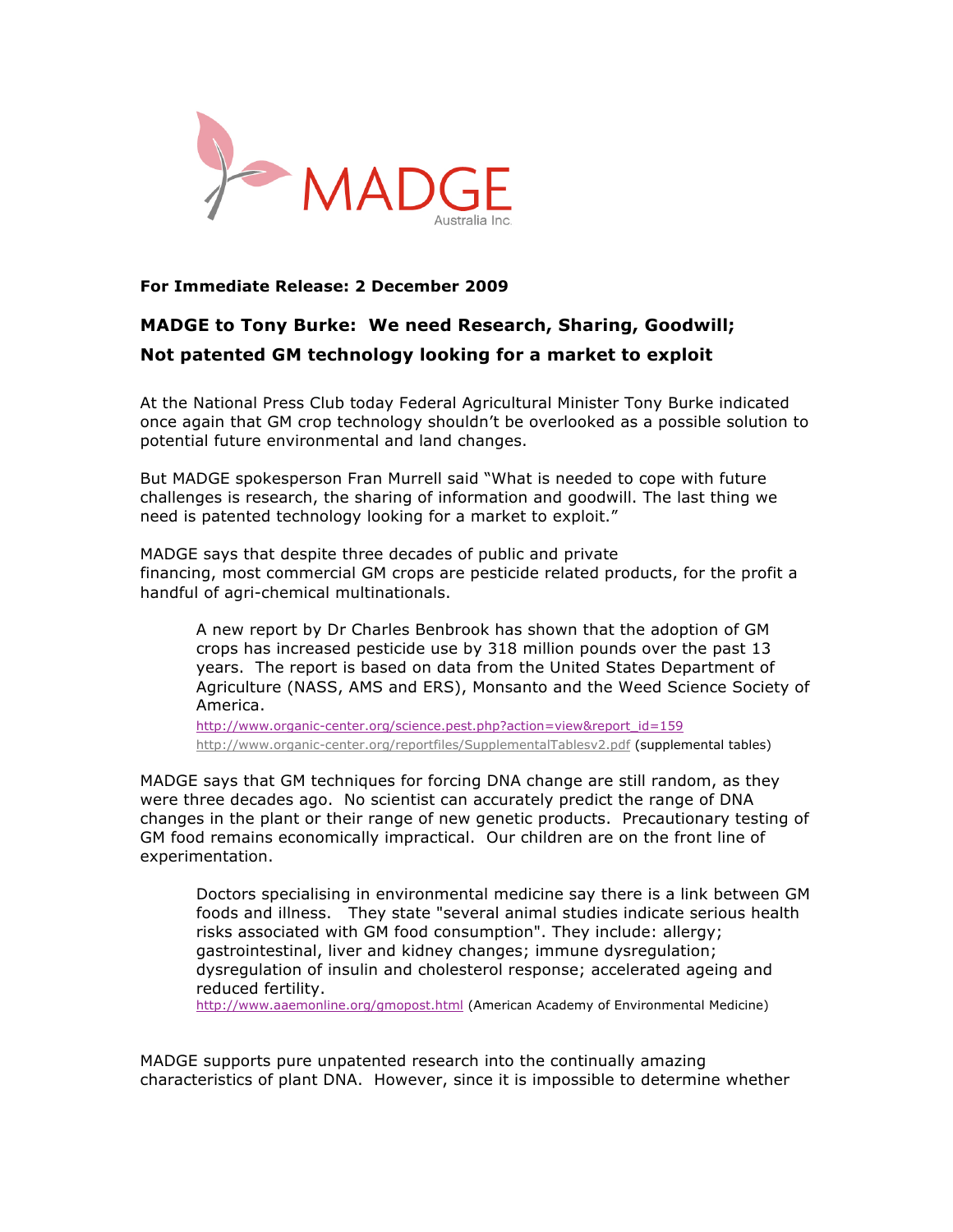MADGE Australia Inc.

**For Immediate Release: 2 December 2009**

## MADGE to Tony Burke: We need Research, Sharing, Goodwill; Not patented GM technology looking for a market to exploit

At the National Press Club today Federal Agricultural Minister Tony Burke indicated once again that GM crop technology shouldn't be overlooked as a possible solution to potential future environmental and land changes.

But MADGE spokesperson Fran Murrell said "What is needed to cope with future challenges is research, the sharing of information and goodwill. The last thing we need is patented technology looking for a market to exploit."

MADGE says that despite three decades of public and private financing, most commercial GM crops are pesticide related products, for the profit a handful of agri-chemical multinationals.

> A new report by Dr Charles Benbrook has shown that the adoption of GM crops has increased pesticide use by 318 million pounds over the past 13 years. The report is based on data from the United States Department of Agriculture (NASS, AMS and ERS), Monsanto and the Weed Science Society of America.
> http://www.organic-center.org/science.pest.php?action=view&report_id=159
> http://www.organic-center.org/reportfiles/SupplementalTablesv2.pdf (supplemental tables)

MADGE says that GM techniques for forcing DNA change are still random, as they were three decades ago. No scientist can accurately predict the range of DNA changes in the plant or their range of new genetic products. Precautionary testing of GM food remains economically impractical. Our children are on the front line of experimentation.

> Doctors specialising in environmental medicine say there is a link between GM foods and illness. They state "several animal studies indicate serious health risks associated with GM food consumption". They include: allergy; gastrointestinal, liver and kidney changes; immune dysregulation; dysregulation of insulin and cholesterol response; accelerated ageing and reduced fertility.
> http://www.aaemonline.org/gmopost.html (American Academy of Environmental Medicine)

MADGE supports pure unpatented research into the continually amazing characteristics of plant DNA. However, since it is impossible to determine whether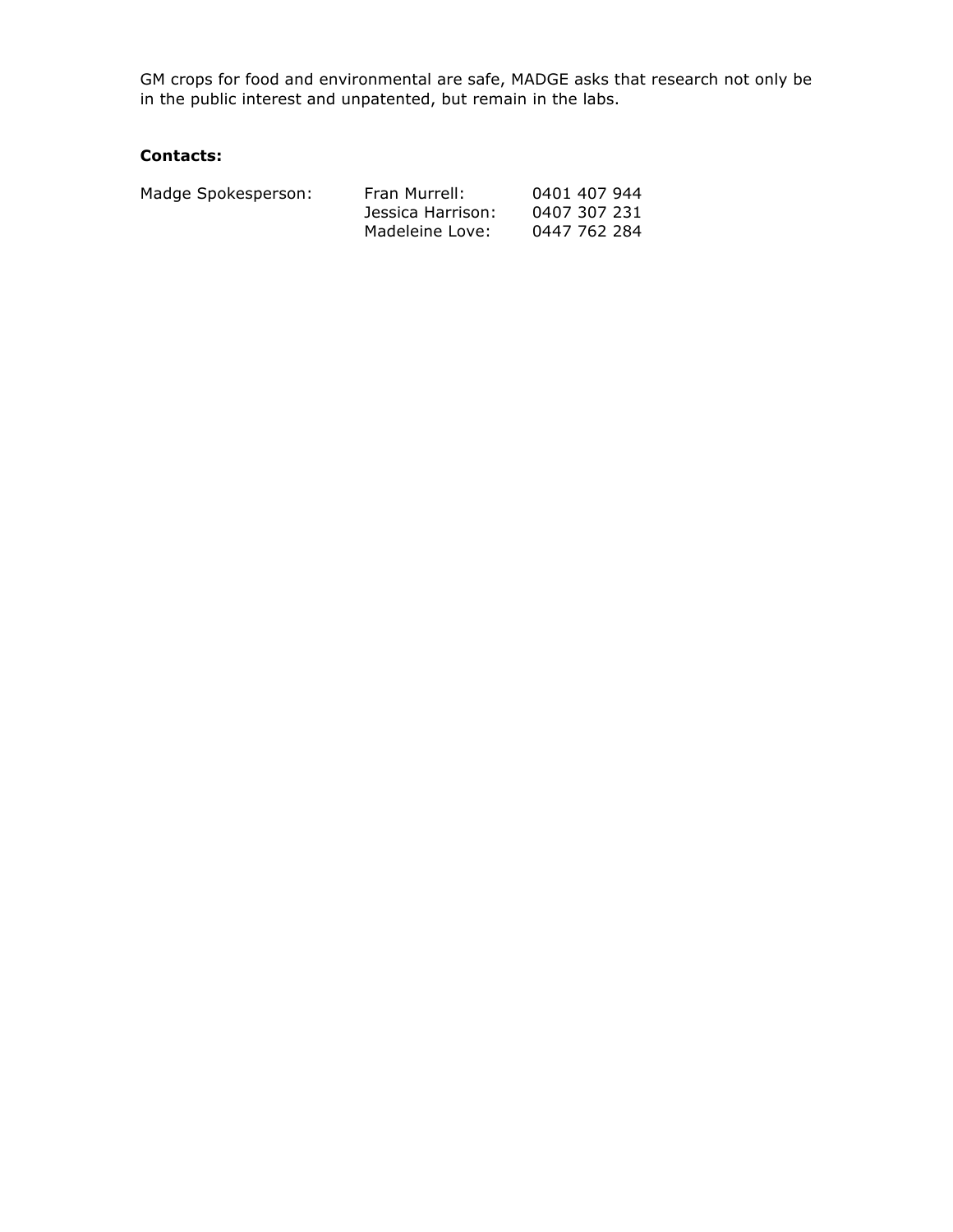GM crops for food and environmental are safe, MADGE asks that research not only be in the public interest and unpatented, but remain in the labs.

**Contacts:**

| | | |
|---|---|---|
| Madge Spokesperson: | Fran Murrell: | 0401 407 944 |
| | Jessica Harrison: | 0407 307 231 |
| | Madeleine Love: | 0447 762 284 |